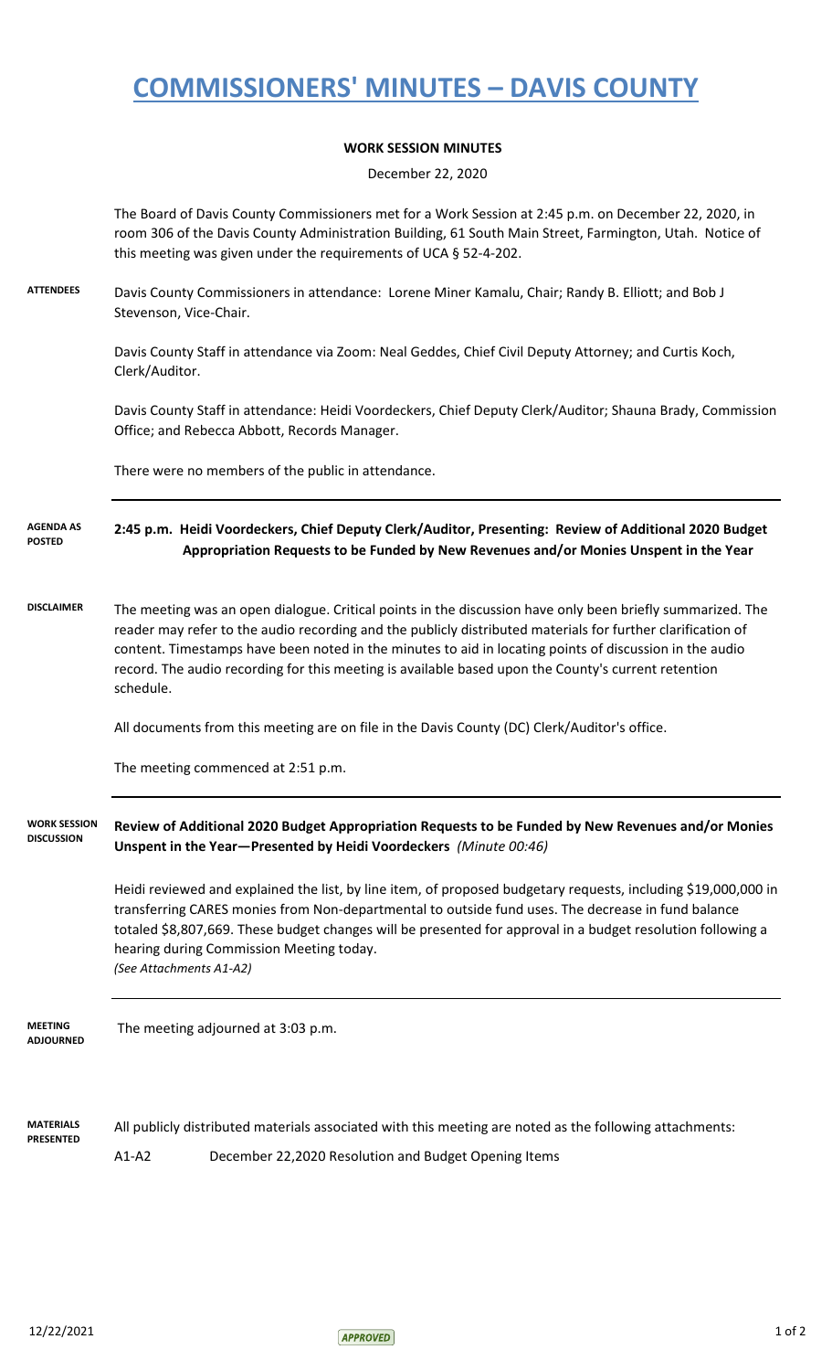# COMMISSIONERS' MINUTES – DAVIS COUNTY

**WORK SESSION MINUTES**

December 22, 2020

The Board of Davis County Commissioners met for a Work Session at 2:45 p.m. on December 22, 2020, in room 306 of the Davis County Administration Building, 61 South Main Street, Farmington, Utah. Notice of this meeting was given under the requirements of UCA § 52-4-202.

**ATTENDEES**

Davis County Commissioners in attendance: Lorene Miner Kamalu, Chair; Randy B. Elliott; and Bob J Stevenson, Vice-Chair.

Davis County Staff in attendance via Zoom: Neal Geddes, Chief Civil Deputy Attorney; and Curtis Koch, Clerk/Auditor.

Davis County Staff in attendance: Heidi Voordeckers, Chief Deputy Clerk/Auditor; Shauna Brady, Commission Office; and Rebecca Abbott, Records Manager.

There were no members of the public in attendance.

**AGENDA AS POSTED**

**2:45 p.m. Heidi Voordeckers, Chief Deputy Clerk/Auditor, Presenting: Review of Additional 2020 Budget Appropriation Requests to be Funded by New Revenues and/or Monies Unspent in the Year**

**DISCLAIMER**

The meeting was an open dialogue. Critical points in the discussion have only been briefly summarized. The reader may refer to the audio recording and the publicly distributed materials for further clarification of content. Timestamps have been noted in the minutes to aid in locating points of discussion in the audio record. The audio recording for this meeting is available based upon the County's current retention schedule.

All documents from this meeting are on file in the Davis County (DC) Clerk/Auditor's office.

The meeting commenced at 2:51 p.m.

**WORK SESSION DISCUSSION**

**Review of Additional 2020 Budget Appropriation Requests to be Funded by New Revenues and/or Monies Unspent in the Year—Presented by Heidi Voordeckers** *(Minute 00:46)*

Heidi reviewed and explained the list, by line item, of proposed budgetary requests, including $19,000,000 in transferring CARES monies from Non-departmental to outside fund uses. The decrease in fund balance totaled $8,807,669. These budget changes will be presented for approval in a budget resolution following a hearing during Commission Meeting today.
*(See Attachments A1-A2)*

**MEETING ADJOURNED**

The meeting adjourned at 3:03 p.m.

**MATERIALS PRESENTED**

All publicly distributed materials associated with this meeting are noted as the following attachments:

A1-A2 December 22,2020 Resolution and Budget Opening Items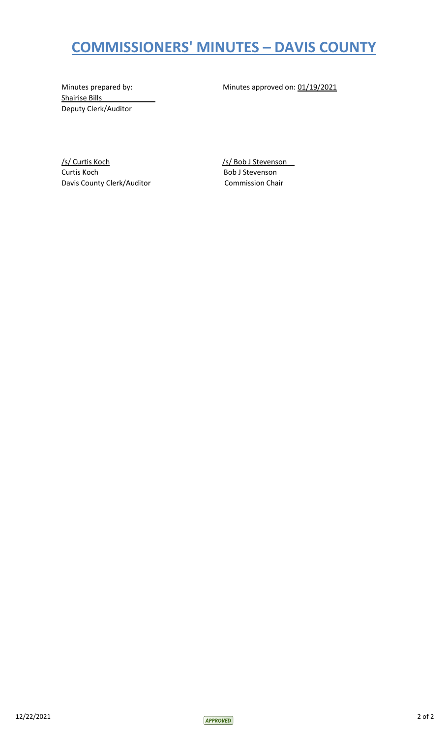# COMMISSIONERS' MINUTES – DAVIS COUNTY

Minutes prepared by:
Shairise Bills
Deputy Clerk/Auditor

Minutes approved on: 01/19/2021

/s/ Curtis Koch
Curtis Koch
Davis County Clerk/Auditor

/s/ Bob J Stevenson
Bob J Stevenson
Commission Chair

12/22/2021

APPROVED